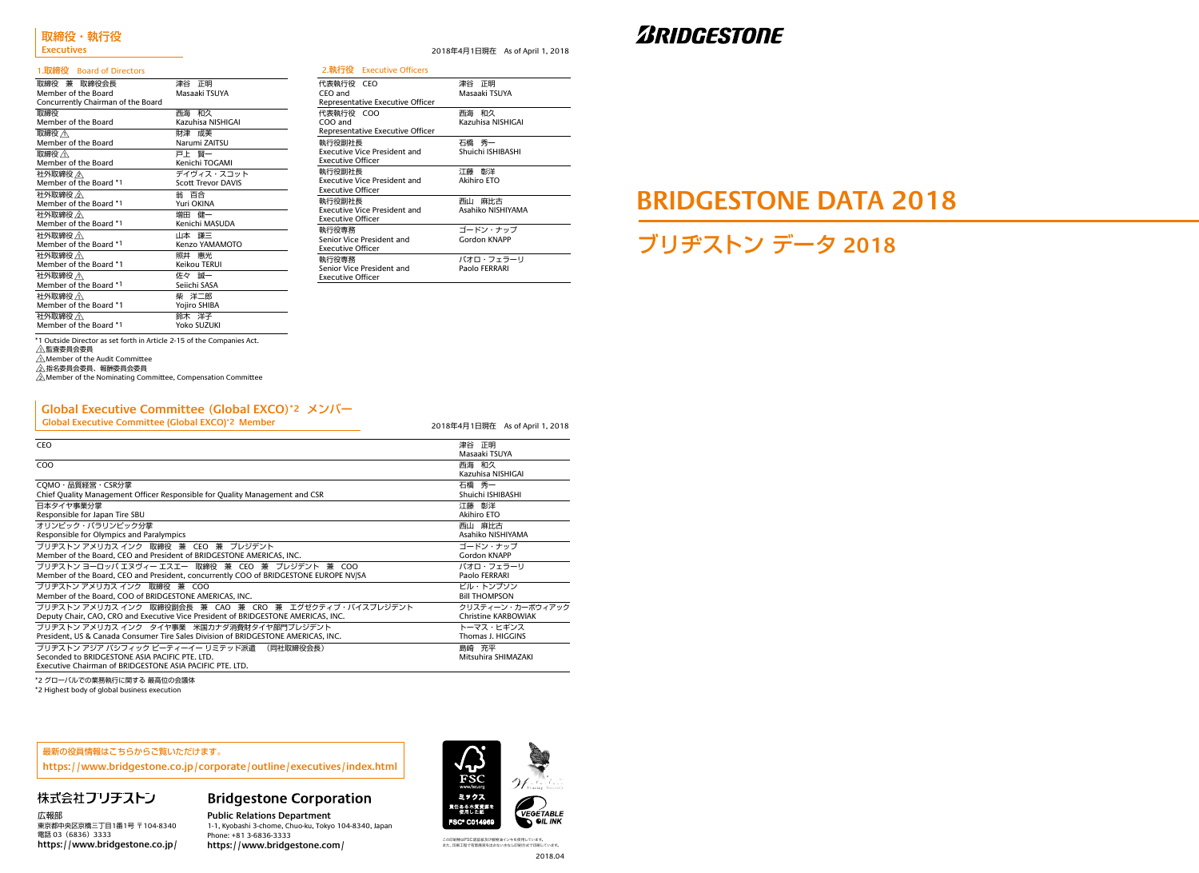# 取締役・執行役

**Executives**

2018年4月1日現在　As of April 1, 2018

## 1.取締役　Board of Directors

| 役職 | 氏名 |
|---|---|
| 取締役　兼　取締役会長<br>Member of the Board<br>Concurrently Chairman of the Board | 津谷　正明<br>Masaaki TSUYA |
| 取締役<br>Member of the Board | 西海　和久<br>Kazuhisa NISHIGAI |
| 取締役 ⚠1<br>Member of the Board | 財津　成美<br>Narumi ZAITSU |
| 取締役 ⚠1<br>Member of the Board | 戸上　賢一<br>Kenichi TOGAMI |
| 社外取締役 ⚠2<br>Member of the Board *1 | デイヴィス・スコット<br>Scott Trevor DAVIS |
| 社外取締役 ⚠2<br>Member of the Board *1 | 翁　百合<br>Yuri OKINA |
| 社外取締役 ⚠2<br>Member of the Board *1 | 増田　健一<br>Kenichi MASUDA |
| 社外取締役 ⚠2<br>Member of the Board *1 | 山本　謙三<br>Kenzo YAMAMOTO |
| 社外取締役 ⚠1<br>Member of the Board *1 | 照井　惠光<br>Keikou TERUI |
| 社外取締役 ⚠1<br>Member of the Board *1 | 佐々　誠一<br>Seiichi SASA |
| 社外取締役 ⚠1<br>Member of the Board *1 | 柴　洋二郎<br>Yojiro SHIBA |
| 社外取締役 ⚠1<br>Member of the Board *1 | 鈴木　洋子<br>Yoko SUZUKI |

*1 Outside Director as set forth in Article 2-15 of the Companies Act.

⚠1 監査委員会委員

⚠1 Member of the Audit Committee

⚠2 指名委員会委員、報酬委員会委員

⚠2 Member of the Nominating Committee, Compensation Committee

## 2.執行役　Executive Officers

| 役職 | 氏名 |
|---|---|
| 代表執行役　CEO<br>CEO and<br>Representative Executive Officer | 津谷　正明<br>Masaaki TSUYA |
| 代表執行役　COO<br>COO and<br>Representative Executive Officer | 西海　和久<br>Kazuhisa NISHIGAI |
| 執行役副社長<br>Executive Vice President and<br>Executive Officer | 石橋　秀一<br>Shuichi ISHIBASHI |
| 執行役副社長<br>Executive Vice President and<br>Executive Officer | 江藤　彰洋<br>Akihiro ETO |
| 執行役副社長<br>Executive Vice President and<br>Executive Officer | 西山　麻比古<br>Asahiko NISHIYAMA |
| 執行役専務<br>Senior Vice President and<br>Executive Officer | ゴードン・ナップ<br>Gordon KNAPP |
| 執行役専務<br>Senior Vice President and<br>Executive Officer | パオロ・フェラーリ<br>Paolo FERRARI |

## Global Executive Committee (Global EXCO)*2 メンバー

**Global Executive Committee (Global EXCO)*2 Member**

2018年4月1日現在　As of April 1, 2018

| 担当 | 氏名 |
|---|---|
| CEO | 津谷　正明<br>Masaaki TSUYA |
| COO | 西海　和久<br>Kazuhisa NISHIGAI |
| CQMO・品質経営・CSR分掌<br>Chief Quality Management Officer Responsible for Quality Management and CSR | 石橋　秀一<br>Shuichi ISHIBASHI |
| 日本タイヤ事業分掌<br>Responsible for Japan Tire SBU | 江藤　彰洋<br>Akihiro ETO |
| オリンピック・パラリンピック分掌<br>Responsible for Olympics and Paralympics | 西山　麻比古<br>Asahiko NISHIYAMA |
| ブリヂストン アメリカス インク　取締役　兼　CEO　兼　プレジデント<br>Member of the Board, CEO and President of BRIDGESTONE AMERICAS, INC. | ゴードン・ナップ<br>Gordon KNAPP |
| ブリヂストン ヨーロッパ エヌヴィー エスエー　取締役　兼　CEO　兼　プレジデント　兼　COO<br>Member of the Board, CEO and President, concurrently COO of BRIDGESTONE EUROPE NV/SA | パオロ・フェラーリ<br>Paolo FERRARI |
| ブリヂストン アメリカス インク　取締役　兼　COO<br>Member of the Board, COO of BRIDGESTONE AMERICAS, INC. | ビル・トンプソン<br>Bill THOMPSON |
| ブリヂストン アメリカス インク　取締役副会長　兼　CAO　兼　CRO　兼　エグゼクティブ・バイスプレジデント<br>Deputy Chair, CAO, CRO and Executive Vice President of BRIDGESTONE AMERICAS, INC. | クリスティーン・カーボウィアック<br>Christine KARBOWIAK |
| ブリヂストン アメリカス インク　タイヤ事業　米国カナダ消費財タイヤ部門プレジデント<br>President, US & Canada Consumer Tire Sales Division of BRIDGESTONE AMERICAS, INC. | トーマス・ヒギンス<br>Thomas J. HIGGINS |
| ブリヂストン アジア パシフィック ピーティーイー リミテッド派遣　（同社取締役会長）<br>Seconded to BRIDGESTONE ASIA PACIFIC PTE. LTD.<br>Executive Chairman of BRIDGESTONE ASIA PACIFIC PTE. LTD. | 島崎　充平<br>Mitsuhira SHIMAZAKI |

*2 グローバルでの業務執行に関する 最高位の会議体

*2 Highest body of global business execution

最新の役員情報はこちらからご覧いただけます。
https://www.bridgestone.co.jp/corporate/outline/executives/index.html

**株式会社ブリヂストン**

広報部
東京都中央区京橋三丁目1番1号 〒104-8340
電話 03（6836）3333
https://www.bridgestone.co.jp/

**Bridgestone Corporation**

**Public Relations Department**
1-1, Kyobashi 3-chome, Chuo-ku, Tokyo 104-8340, Japan
Phone: +81 3-6836-3333
https://www.bridgestone.com/

FSC www.fsc.org ミックス 責任ある木質資源を使用した紙 FSC® C014969

VEGETABLE OIL INK

この印刷物はFSC認証紙及び植物油インキを使用しています。
また、印刷工程で有害廃液を出さない水なし印刷方式で印刷しています。

2018.04

BRIDGESTONE

# BRIDGESTONE DATA 2018

# ブリヂストン データ 2018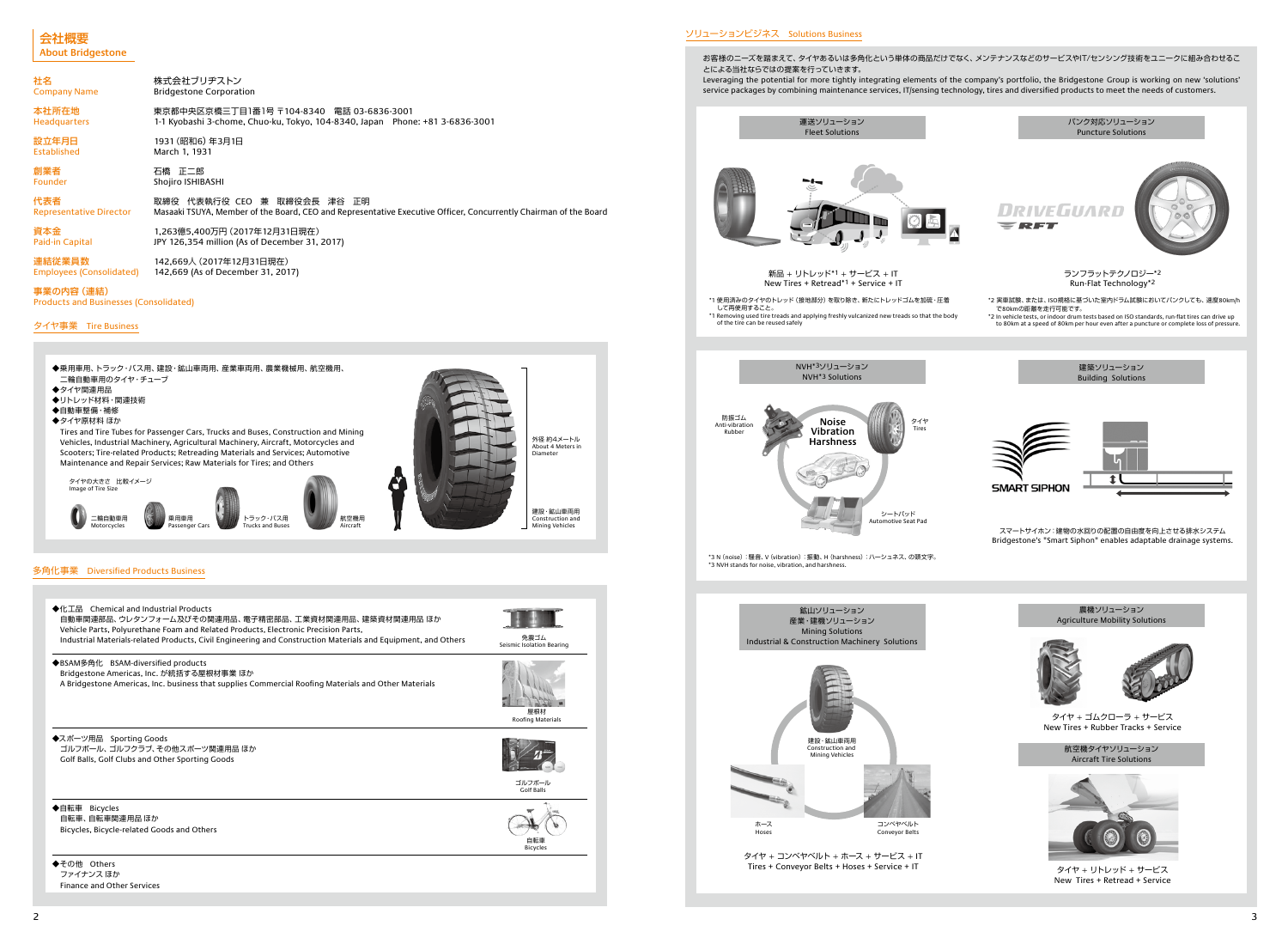## 会社概要
## About Bridgestone

| | |
|---|---|
| 社名 Company Name | 株式会社ブリヂストン Bridgestone Corporation |
| 本社所在地 Headquarters | 東京都中央区京橋三丁目1番1号 〒104-8340　電話 03-6836-3001 1-1 Kyobashi 3-chome, Chuo-ku, Tokyo, 104-8340, Japan　Phone: +81 3-6836-3001 |
| 設立年月日 Established | 1931（昭和6）年3月1日 March 1, 1931 |
| 創業者 Founder | 石橋　正二郎 Shojiro ISHIBASHI |
| 代表者 Representative Director | 取締役　代表執行役　CEO　兼　取締役会長　津谷　正明 Masaaki TSUYA, Member of the Board, CEO and Representative Executive Officer, Concurrently Chairman of the Board |
| 資本金 Paid-in Capital | 1,263億5,400万円（2017年12月31日現在） JPY 126,354 million (As of December 31, 2017) |
| 連結従業員数 Employees (Consolidated) | 142,669人（2017年12月31日現在） 142,669 (As of December 31, 2017) |

### 事業の内容（連結）
### Products and Businesses (Consolidated)

#### タイヤ事業　Tire Business

◆乗用車用、トラック・バス用、建設・鉱山車両用、産業車両用、農業機械用、航空機用、二輪自動車用のタイヤ・チューブ
◆タイヤ関連用品
◆リトレッド材料・関連技術
◆自動車整備・補修
◆タイヤ原材料 ほか

Tires and Tire Tubes for Passenger Cars, Trucks and Buses, Construction and Mining Vehicles, Industrial Machinery, Agricultural Machinery, Aircraft, Motorcycles and Scooters; Tire-related Products; Retreading Materials and Services; Automotive Maintenance and Repair Services; Raw Materials for Tires; and Others

タイヤの大きさ　比較イメージ
Image of Tire Size

二輪自動車用 Motorcycles / 乗用車用 Passenger Cars / トラック・バス用 Trucks and Buses / 航空機用 Aircraft / 建設・鉱山車両用 Construction and Mining Vehicles

外径 約4メートル
About 4 Meters in Diameter

#### 多角化事業　Diversified Products Business

◆化工品　Chemical and Industrial Products
自動車関連部品、ウレタンフォーム及びその関連用品、電子精密部品、工業資材関連用品、建築資材関連用品 ほか
Vehicle Parts, Polyurethane Foam and Related Products, Electronic Precision Parts, Industrial Materials-related Products, Civil Engineering and Construction Materials and Equipment, and Others

免震ゴム
Seismic Isolation Bearing

◆BSAM多角化　BSAM-diversified products
Bridgestone Americas, Inc. が統括する屋根材事業 ほか
A Bridgestone Americas, Inc. business that supplies Commercial Roofing Materials and Other Materials

屋根材
Roofing Materials

◆スポーツ用品　Sporting Goods
ゴルフボール、ゴルフクラブ、その他スポーツ関連用品 ほか
Golf Balls, Golf Clubs and Other Sporting Goods

ゴルフボール
Golf Balls

◆自転車　Bicycles
自転車、自転車関連用品 ほか
Bicycles, Bicycle-related Goods and Others

自転車
Bicycles

◆その他　Others
ファイナンス ほか
Finance and Other Services

### ソリューションビジネス　Solutions Business

お客様のニーズを踏まえて、タイヤあるいは多角化という単体の商品だけでなく、メンテナンスなどのサービスやIT/センシング技術をユニークに組み合わせることによる当社ならではの提案を行っていきます。
Leveraging the potential for more tightly integrating elements of the company's portfolio, the Bridgestone Group is working on new 'solutions' service packages by combining maintenance services, IT/sensing technology, tires and diversified products to meet the needs of customers.

#### 運送ソリューション　Fleet Solutions

新品 + リトレッド*1 + サービス + IT
New Tires + Retread*1 + Service + IT

*1 使用済みのタイヤのトレッド（接地部分）を取り除き、新たにトレッドゴムを加硫・圧着して再使用すること。
*1 Removing used tire treads and applying freshly vulcanized new treads so that the body of the tire can be reused safely

#### パンク対応ソリューション　Puncture Solutions

DRIVEGUARD RFT

ランフラットテクノロジー*2
Run-Flat Technology*2

*2 実車試験、または、ISO規格に基づいた室内ドラム試験においてパンクしても、速度80km/hで80kmの距離を走行可能です。
*2 In vehicle tests, or indoor drum tests based on ISO standards, run-flat tires can drive up to 80km at a speed of 80km per hour even after a puncture or complete loss of pressure.

#### NVH*3ソリューション　NVH*3 Solutions

防振ゴム Anti-vibration Rubber / Noise Vibration Harshness / タイヤ Tires / シートパッド Automotive Seat Pad

*3 N（noise）：騒音、V（vibration）：振動、H（harshness）：ハーシュネス、の頭文字。
*3 NVH stands for noise, vibration, and harshness.

#### 建築ソリューション　Building Solutions

SMART SIPHON

スマートサイホン：建物の水回りの配置の自由度を向上させる排水システム
Bridgestone's "Smart Siphon" enables adaptable drainage systems.

#### 鉱山ソリューション 産業・建機ソリューション　Mining Solutions Industrial & Construction Machinery Solutions

建設・鉱山車両用 Construction and Mining Vehicles / ホース Hoses / コンベヤベルト Conveyor Belts

タイヤ + コンベヤベルト + ホース + サービス + IT
Tires + Conveyor Belts + Hoses + Service + IT

#### 農機ソリューション　Agriculture Mobility Solutions

タイヤ + ゴムクローラ + サービス
New Tires + Rubber Tracks + Service

#### 航空機タイヤソリューション　Aircraft Tire Solutions

タイヤ + リトレッド + サービス
New Tires + Retread + Service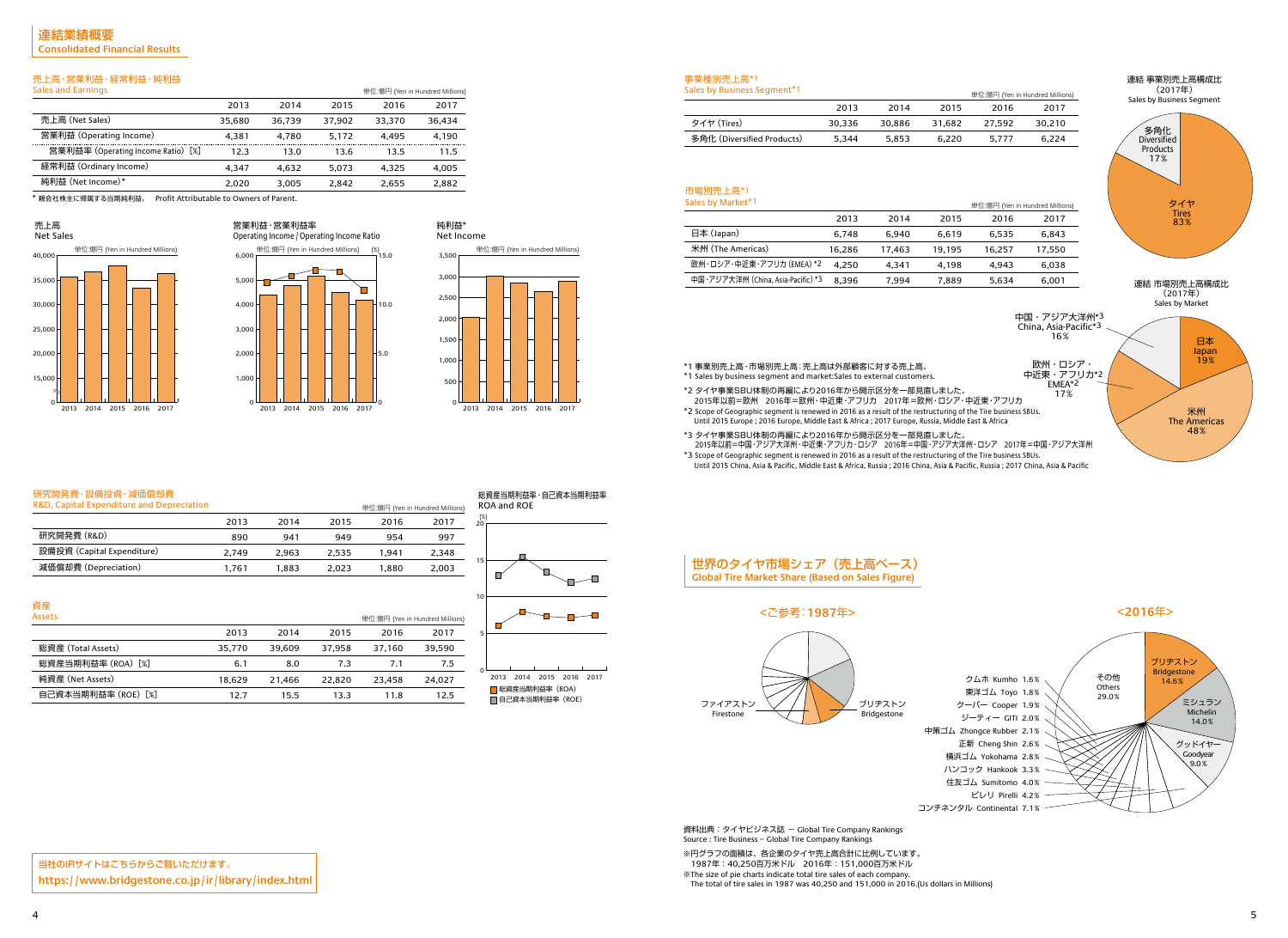# 連結業績概要
Consolidated Financial Results

## 売上高・営業利益・経常利益・純利益
Sales and Earnings

単位:億円 (Yen in Hundred Millions)

| | 2013 | 2014 | 2015 | 2016 | 2017 |
|---|---|---|---|---|---|
| 売上高 (Net Sales) | 35,680 | 36,739 | 37,902 | 33,370 | 36,434 |
| 営業利益 (Operating Income) | 4,381 | 4,780 | 5,172 | 4,495 | 4,190 |
| 営業利益率 (Operating Income Ratio) [%] | 12.3 | 13.0 | 13.6 | 13.5 | 11.5 |
| 経常利益 (Ordinary Income) | 4,347 | 4,632 | 5,073 | 4,325 | 4,005 |
| 純利益 (Net Income)* | 2,020 | 3,005 | 2,842 | 2,655 | 2,882 |

* 親会社株主に帰属する当期純利益。 Profit Attributable to Owners of Parent.

売上高
Net Sales
単位:億円 (Yen in Hundred Millions)

営業利益・営業利益率
Operating Income / Operating Income Ratio
単位:億円 (Yen in Hundred Millions) (%)

純利益*
Net Income
単位:億円 (Yen in Hundred Millions)

## 研究開発費・設備投資・減価償却費
R&D, Capital Expenditure and Depreciation

単位:億円 (Yen in Hundred Millions)

| | 2013 | 2014 | 2015 | 2016 | 2017 |
|---|---|---|---|---|---|
| 研究開発費 (R&D) | 890 | 941 | 949 | 954 | 997 |
| 設備投資 (Capital Expenditure) | 2,749 | 2,963 | 2,535 | 1,941 | 2,348 |
| 減価償却費 (Depreciation) | 1,761 | 1,883 | 2,023 | 1,880 | 2,003 |

## 資産
Assets

単位:億円 (Yen in Hundred Millions)

| | 2013 | 2014 | 2015 | 2016 | 2017 |
|---|---|---|---|---|---|
| 総資産 (Total Assets) | 35,770 | 39,609 | 37,958 | 37,160 | 39,590 |
| 総資産当期利益率 (ROA) [%] | 6.1 | 8.0 | 7.3 | 7.1 | 7.5 |
| 純資産 (Net Assets) | 18,629 | 21,466 | 22,820 | 23,458 | 24,027 |
| 自己資本当期利益率 (ROE) [%] | 12.7 | 15.5 | 13.3 | 11.8 | 12.5 |

総資産当期利益率・自己資本当期利益率
ROA and ROE
(%)
総資産当期利益率 (ROA)
自己資本当期利益率 (ROE)

当社のIRサイトはこちらからご覧いただけます。
https://www.bridgestone.co.jp/ir/library/index.html

## 事業種別売上高*1
Sales by Business Segment*1

単位:億円 (Yen in Hundred Millions)

| | 2013 | 2014 | 2015 | 2016 | 2017 |
|---|---|---|---|---|---|
| タイヤ (Tires) | 30,336 | 30,886 | 31,682 | 27,592 | 30,210 |
| 多角化 (Diversified Products) | 5,344 | 5,853 | 6,220 | 5,777 | 6,224 |

連結 事業別売上高構成比 (2017年)
Sales by Business Segment
- タイヤ Tires 83%
- 多角化 Diversified Products 17%

## 市場別売上高*1
Sales by Market*1

単位:億円 (Yen in Hundred Millions)

| | 2013 | 2014 | 2015 | 2016 | 2017 |
|---|---|---|---|---|---|
| 日本 (Japan) | 6,748 | 6,940 | 6,619 | 6,535 | 6,843 |
| 米州 (The Americas) | 16,286 | 17,463 | 19,195 | 16,257 | 17,550 |
| 欧州・ロシア・中近東・アフリカ (EMEA) *2 | 4,250 | 4,341 | 4,198 | 4,943 | 6,038 |
| 中国・アジア大洋州 (China, Asia-Pacific) *3 | 8,396 | 7,994 | 7,889 | 5,634 | 6,001 |

連結 市場別売上高構成比 (2017年)
Sales by Market
- 日本 Japan 19%
- 米州 The Americas 48%
- 欧州・ロシア・中近東・アフリカ*2 EMEA*2 17%
- 中国・アジア大洋州*3 China, Asia-Pacific*3 16%

*1 事業別売上高・市場別売上高:売上高は外部顧客に対する売上高。
*1 Sales by business segment and market:Sales to external customers.
*2 タイヤ事業SBU体制の再編により2016年から開示区分を一部見直しました。
2015年以前=欧州 2016年=欧州・中近東・アフリカ 2017年=欧州・ロシア・中近東・アフリカ
*2 Scope of Geographic segment is renewed in 2016 as a result of the restructuring of the Tire business SBUs.
Until 2015 Europe ; 2016 Europe, Middle East & Africa ; 2017 Europe, Russia, Middle East & Africa
*3 タイヤ事業SBU体制の再編により2016年から開示区分を一部見直しました。
2015年以前=中国・アジア大洋州・中近東・アフリカ・ロシア 2016年=中国・アジア大洋州・ロシア 2017年=中国・アジア大洋州
*3 Scope of Geographic segment is renewed in 2016 as a result of the restructuring of the Tire business SBUs.
Until 2015 China, Asia & Pacific, Middle East & Africa, Russia ; 2016 China, Asia & Pacific, Russia ; 2017 China, Asia & Pacific

## 世界のタイヤ市場シェア (売上高ベース)
Global Tire Market Share (Based on Sales Figure)

<ご参考:1987年>
ファイアストン Firestone
ブリヂストン Bridgestone

<2016年>
- ブリヂストン Bridgestone 14.6%
- ミシュラン Michelin 14.0%
- グッドイヤー Goodyear 9.0%
- コンチネンタル Continental 7.1%
- ピレリ Pirelli 4.2%
- 住友ゴム Sumitomo 4.0%
- ハンコック Hankook 3.3%
- 横浜ゴム Yokohama 2.8%
- 正新 Cheng Shin 2.6%
- 中策ゴム Zhongce Rubber 2.1%
- ジーティー GITI 2.0%
- クーパー Cooper 1.9%
- 東洋ゴム Toyo 1.8%
- クムホ Kumho 1.6%
- その他 Others 29.0%

資料出典:タイヤビジネス誌 ― Global Tire Company Rankings
Source : Tire Business ― Global Tire Company Rankings

※円グラフの面積は、各企業のタイヤ売上高合計に比例しています。
1987年:40,250百万米ドル 2016年:151,000百万米ドル
※The size of pie charts indicate total tire sales of each company.
The total of tire sales in 1987 was 40,250 and 151,000 in 2016.(Us dollars in Millions)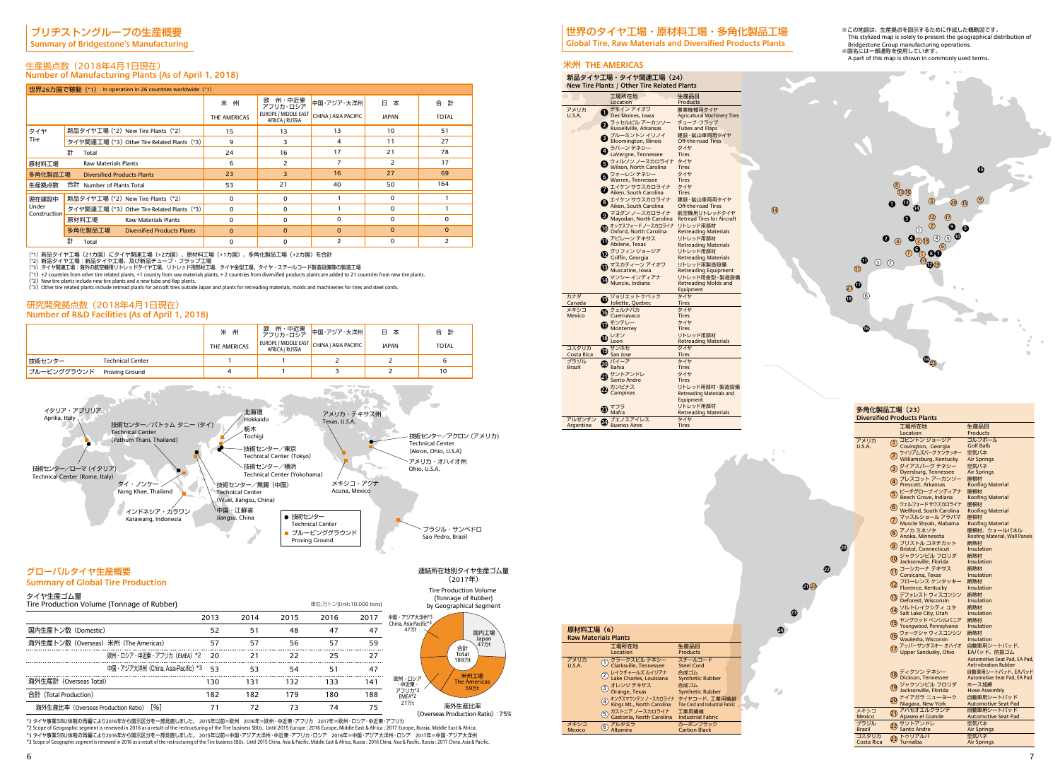# ブリヂストングループの生産概要
## Summary of Bridgestone's Manufacturing

### 生産拠点数（2018年4月1日現在）
### Number of Manufacturing Plants (As of April 1, 2018)

世界26カ国で稼働（*1） In operation in 26 countries worldwide (*1)

| | | 米州 THE AMERICAS | 欧州・中近東・アフリカ・ロシア EUROPE / MIDDLE EAST AFRICA / RUSSIA | 中国・アジア・大洋州 CHINA / ASIA PACIFIC | 日本 JAPAN | 合計 TOTAL |
|---|---|---|---|---|---|---|
| タイヤ Tire | 新品タイヤ工場（*2） New Tire Plants (*2) | 15 | 13 | 13 | 10 | 51 |
| | タイヤ関連工場（*3） Other Tire Related Plants (*3) | 9 | 3 | 4 | 11 | 27 |
| | 計 Total | 24 | 16 | 17 | 21 | 78 |
| 原材料工場 Raw Materials Plants | | 6 | 2 | 7 | 2 | 17 |
| 多角化製品工場 Diversified Products Plants | | 23 | 3 | 16 | 27 | 69 |
| 生産拠点数 | 合計 Number of Plants Total | 53 | 21 | 40 | 50 | 164 |
| 現在建設中 Under Construction | 新品タイヤ工場（*2） New Tire Plants (*2) | 0 | 0 | 1 | 0 | 1 |
| | タイヤ関連工場（*3） Other Tire Related Plants (*3) | 0 | 0 | 1 | 0 | 1 |
| | 原材料工場 Raw Materials Plants | 0 | 0 | 0 | 0 | 0 |
| | 多角化製品工場 Diversified Products Plants | 0 | 0 | 0 | 0 | 0 |
| | 計 Total | 0 | 0 | 2 | 0 | 2 |

（*1）新品タイヤ工場（21カ国）にタイヤ関連工場（+2カ国）、原材料工場（+1カ国）、多角化製品工場（+2カ国）を合計
（*2）新品タイヤ工場：新品タイヤ工場、及び新品チューブ・フラップ工場
（*3）タイヤ関連工場：海外の航空機用リトレッドタイヤ工場、リトレッド用部材工場、タイヤ金型工場、タイヤ・スチールコード製造設備等の製造工場
(*1) +2 countries from other tire related plants, +1 country from raw materials plants, + 2 countries from diversified products plants are added to 21 countries from new tire plants.
(*2) New tire plants include new tire plants and a new tube and flap plants.
(*3) Other tire related plants include retread plants for aircraft tires outside Japan and plants for retreading materials, molds and machineries for tires and steel cords.

### 研究開発拠点数（2018年4月1日現在）
### Number of R&D Facilities (As of April 1, 2018)

| | 米州 THE AMERICAS | 欧州・中近東・アフリカ・ロシア EUROPE / MIDDLE EAST AFRICA / RUSSIA | 中国・アジア・大洋州 CHINA / ASIA PACIFIC | 日本 JAPAN | 合計 TOTAL |
|---|---|---|---|---|---|
| 技術センター Technical Center | 1 | 1 | 2 | 2 | 6 |
| プルービンググラウンド Proving Ground | 4 | 1 | 3 | 2 | 10 |

- イタリア・アプリリア Aprilia, Italy
- 技術センター／パトゥム タニー（タイ） Technical Center (Pathum Thani, Thailand)
- 技術センター／ローマ（イタリア） Technical Center (Rome, Italy)
- タイ・ノンケー Nong Khae, Thailand
- インドネシア・カラワン Karawang, Indonesia
- 北海道 Hokkaido
- 栃木 Tochigi
- 技術センター／東京 Technical Center (Tokyo)
- 技術センター／横浜 Technical Center (Yokohama)
- 技術センター／無錫（中国） Technical Center (Wuxi, Jiangsu, China)
- 中国・江蘇省 Jiangsu, China
- アメリカ・テキサス州 Texas, U.S.A.
- 技術センター／アクロン（アメリカ） Technical Center (Akron, Ohio, U.S.A)
- アメリカ・オハイオ州 Ohio, U.S.A.
- メキシコ・アクナ Acuna, Mexico
- ブラジル・サンペドロ Sao Pedro, Brazil

● 技術センター Technical Center
■ プルービンググラウンド Proving Ground

## グローバルタイヤ生産概要
## Summary of Global Tire Production

### タイヤ生産ゴム量
### Tire Production Volume (Tonnage of Rubber)

単位:万トン(Unit:10,000 tons)

| | 2013 | 2014 | 2015 | 2016 | 2017 |
|---|---|---|---|---|---|
| 国内生産トン数（Domestic） | 52 | 51 | 48 | 47 | 47 |
| 海外生産トン数（Overseas）米州（The Americas） | 57 | 57 | 56 | 57 | 59 |
| 欧州・ロシア・中近東・アフリカ（EMEA）*2 | 20 | 21 | 22 | 25 | 27 |
| 中国・アジア大洋州（China, Asia-Pacific）*3 | 53 | 53 | 54 | 51 | 47 |
| 海外生産計（Overseas Total） | 130 | 131 | 132 | 133 | 141 |
| 合計（Total Production） | 182 | 182 | 179 | 180 | 188 |
| 海外生産比率（Overseas Production Ratio）［%］ | 71 | 72 | 73 | 74 | 75 |

*2 タイヤ事業SBU体制の再編により2016年から開示区分を一部見直しました。2015年以前＝欧州 2016年＝欧州・中近東・アフリカ 2017年＝欧州・ロシア・中近東・アフリカ
*2 Scope of Geographic segment is renewed in 2016 as a result of the restructuring of the Tire business SBUs. Until 2015 Europe ; 2016 Europe, Middle East & Africa ; 2017 Europe, Russia, Middle East & Africa.
*3 タイヤ事業SBU体制の再編により2016年から開示区分を一部見直しました。2015年以前＝中国・アジア大洋州・中近東・アフリカ・ロシア 2016年＝中国・アジア大洋州 2017年＝中国・アジア大洋州
*3 Scope of Geographic segment is renewed in 2016 as a result of the restructuring of the Tire business SBUs. Until 2015 China, Asia & Pacific, Middle East & Africa, Russia ; 2016 China, Asia & Pacific, Russia ; 2017 China, Asia & Pacific.

### 連結所在地別タイヤ生産ゴム量（2017年）
### Tire Production Volume (Tonnage of Rubber) by Geographical Segment

- 中国・アジア大洋州*3 China, Asia-Pacific*3 47万t
- 国内工場 Japan 47万t
- 米州工場 The Americas 59万t
- 欧州・ロシア・中近東・アフリカ*2 EMEA*2 27万t
- 合計 Total 188万t

海外生産比率（Overseas Production Ratio）：75%

# 世界のタイヤ工場・原材料工場・多角化製品工場
## Global Tire, Raw Materials and Diversified Products Plants

※この地図は、生産拠点を図示するために作成した概略図です。
This stylized map is solely to present the geographical distribution of Bridgestone Group manufacturing operations.
※国名には一部通称を使用しています。
A part of this map is shown in commonly used terms.

## 米州 THE AMERICAS

### 新品タイヤ工場・タイヤ関連工場（24）
### New Tire Plants / Other Tire Related Plants

| | | 工場所在地 Location | 生産品目 Products |
|---|---|---|---|
| アメリカ U.S.A. | 1 | デモイン アイオワ Des Moines, Iowa | 農業機械用タイヤ Agricultural Machinery Tires |
| | 2 | ラッセルビル アーカンソー Russellville, Arkansas | チューブ・フラップ Tubes and Flaps |
| | 3 | ブルーミントン イリノイ Bloomington, Illinois | 建設・鉱山車両用タイヤ Off-the-road Tires |
| | 4 | ラバーン テネシー LaVergne, Tennessee | タイヤ Tires |
| | 5 | ウィルソン ノースカロライナ Wilson, North Carolina | タイヤ Tires |
| | 6 | ウォーレン テネシー Warren, Tennessee | タイヤ Tires |
| | 7 | エイケン サウスカロライナ Aiken, South Carolina | タイヤ Tires |
| | 8 | エイケン サウスカロライナ Aiken, South Carolina | 建設・鉱山車両用タイヤ Off-the-road Tires |
| | 9 | マヨダン ノースカロライナ Mayodan, North Carolina | 航空機用リトレッドタイヤ Retread Tires for Aircraft |
| | 10 | オックスフォード ノースカロライナ Oxford, North Carolina | リトレッド用部材 Retreading Materials |
| | 11 | アビレーン テキサス Abilene, Texas | リトレッド用部材 Retreading Materials |
| | 12 | グリフィン ジョージア Griffin, Georgia | リトレッド用部材 Retreading Materials |
| | 13 | マスカティーン アイオワ Muscatine, Iowa | リトレッド用製造設備 Retreading Equipment |
| | 14 | マンシー インディアナ Muncie, Indiana | リトレッド用金型・製造設備 Retreading Molds and Equipment |
| カナダ Canada | 15 | ジョリエット ケベック Joliette, Quebec | タイヤ Tires |
| メキシコ Mexico | 16 | クエルナバカ Cuernavaca | タイヤ Tires |
| | 17 | モンテレー Monterrey | タイヤ Tires |
| | 18 | レオン Leon | リトレッド用部材 Retreading Materials |
| コスタリカ Costa Rica | 19 | サンホセ San Jose | タイヤ Tires |
| ブラジル Brazil | 20 | バイーア Bahia | タイヤ Tires |
| | 21 | サントアンドレ Santo Andre | タイヤ Tires |
| | 22 | カンピナス Campinas | リトレッド用部材・製造設備 Retreading Materials and Equipment |
| | 23 | マフラ Mafra | リトレッド用部材 Retreading Materials |
| アルゼンチン Argentine | 24 | ブエノスアイレス Buenos Aires | タイヤ Tires |

### 原材料工場（6）
### Raw Materials Plants

| | | 工場所在地 Location | 生産品目 Products |
|---|---|---|---|
| アメリカ U.S.A. | 1 | クラークスビル テネシー Clarksville, Tennessee | スチールコード Steel Cord |
| | 2 | レイクチャールズ ルイジアナ Lake Charles, Louisiana | 合成ゴム Synthetic Rubber |
| | 3 | オレンジ テキサス Orange, Texas | 合成ゴム Synthetic Rubber |
| | 4 | キングスマウンテン ノースカロライナ Kings Mt., North Carolina | タイヤコード、工業用繊維 Tire Cord and Industrial Fabric |
| | 5 | ガストニア ノースカロライナ Gastonia, North Carolina | 工業用繊維 Industrial Fabric |
| メキシコ Mexico | 6 | アルタミラ Altamira | カーボンブラック Carbon Black |

### 多角化製品工場（23）
### Diversified Products Plants

| | | 工場所在地 Location | 生産品目 Products |
|---|---|---|---|
| アメリカ U.S.A. | 1 | コビントン ジョージア Covington, Georgia | ゴルフボール Golf Balls |
| | 2 | ウイリアムズバーグ ケンタッキー Williamsburg, Kentucky | 空気バネ Air Springs |
| | 3 | ダイアスバーグ テネシー Dyersburg, Tennessee | 空気バネ Air Springs |
| | 4 | プレスコット アーカンソー Prescott, Arkansas | 屋根材 Roofing Material |
| | 5 | ビーチグローブ インディアナ Beech Grove, Indiana | 屋根材 Roofing Material |
| | 6 | ウェルフォード サウスカロライナ Wellford, South Carolina | 屋根材 Roofing Material |
| | 7 | マッスルショール アラバマ Muscle Shoals, Alabama | 屋根材 Roofing Material |
| | 8 | アノカ ミネソタ Anoka, Minnesota | 屋根材、ウォールパネル Roofing Material, Wall Panels |
| | 9 | ブリストル コネチカット Bristol, Connecticut | 断熱材 Insulation |
| | 10 | ジャクソンビル フロリダ Jacksonville, Florida | 断熱材 Insulation |
| | 11 | コーシカーナ テキサス Corsicana, Texas | 断熱材 Insulation |
| | 12 | フローレンス ケンタッキー Florence, Kentucky | 断熱材 Insulation |
| | 13 | デフォレスト ウィスコンシン Deforest, Wisconsin | 断熱材 Insulation |
| | 14 | ソルトレイクシティ ユタ Salt Lake City, Utah | 断熱材 Insulation |
| | 15 | ヤングウッド ペンシルバニア Youngwood, Pennsylvania | 断熱材 Insulation |
| | 16 | ウォーケシャ ウィスコンシン Waukesha, Wisconsin | 断熱材 Insulation |
| | 17 | アッパーサンダスキー オハイオ Upper Sandusky, Ohio | 自動車用シートパッド、EAパッド、防振ゴム Automotive Seat Pad, EA Pad, Anti-vibration Rubber |
| | 18 | ディクソン テネシー Dickson, Tennessee | 自動車用シートパッド、EAパッド Automotive Seat Pad, EA Pad |
| | 19 | ジャクソンビル フロリダ Jacksonville, Florida | ホース加締 Hose Assembly |
| | 20 | ナイアガラ ニューヨーク Niagara, New York | 自動車用シートパッド Automotive Seat Pad |
| メキシコ Mexico | 21 | アパセオエルグランデ Apaseo el Grande | 自動車用シートパッド Automotive Seat Pad |
| ブラジル Brazil | 22 | サントアンドレ Santo Andre | 空気バネ Air Springs |
| コスタリカ Costa Rica | 23 | トゥリアルバ Turrialba | 空気バネ Air Springs |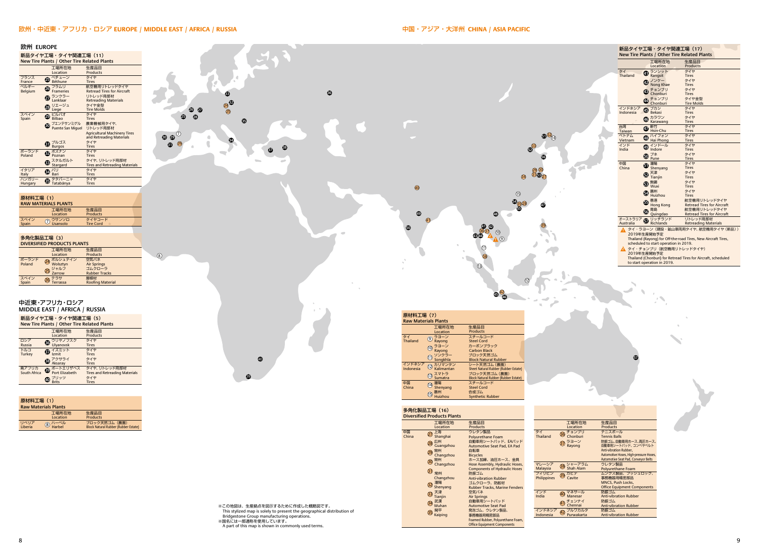# 欧州・中近東・アフリカ・ロシア EUROPE / MIDDLE EAST / AFRICA / RUSSIA

## 欧州 EUROPE

### 新品タイヤ工場・タイヤ関連工場（11） New Tire Plants / Other Tire Related Plants

| | 工場所在地 Location | 生産品目 Products |
|---|---|---|
| フランス France | ㉕ ベチューン Béthune | タイヤ Tires |
| ベルギー Belgium | ㉖ フラムリ Frameries | 航空機用リトレッドタイヤ Retread Tires for Aircraft |
| | ㉗ ランクラー Lanklaar | リトレッド用部材 Retreading Materials |
| | ㉘ リエージュ Liege | タイヤ金型 Tire Molds |
| スペイン Spain | ㉙ ビルバオ Bilbao | タイヤ Tires |
| | ㉚ プエンテサンミゲル Puente San Miguel | 農業機械用タイヤ、リトレッド用部材 Agricultural Machinery Tires and Retreading Materials |
| | ㉛ ブルゴス Burgos | タイヤ Tires |
| ポーランド Poland | ㉜ ポズナン Poznan | タイヤ Tires |
| | ㉝ スタルガルト Stargard | タイヤ、リトレッド用部材 Tires and Retreading Materials |
| イタリア Italy | ㉞ バリ Bari | タイヤ Tires |
| ハンガリー Hungary | ㉟ タタバーニャ Tatabánya | タイヤ Tires |

### 原材料工場（1） RAW MATERIALS PLANTS

| | 工場所在地 Location | 生産品目 Products |
|---|---|---|
| スペイン Spain | ⑦ ウサンソロ Usansolo | タイヤコード Tire Cord |

### 多角化製品工場（3） DIVERSIFIED PRODUCTS PLANTS

| | 工場所在地 Location | 生産品目 Products |
|---|---|---|
| ポーランド Poland | ㉔ ボルシュティン Wolsztyn | 空気バネ Air Springs |
| | ㉕ ジャルフ Zarrow | ゴムクローラ Rubber Tracks |
| スペイン Spain | ㉖ テラサ Terrassa | 屋根材 Roofing Material |

## 中近東・アフリカ・ロシア MIDDLE EAST / AFRICA / RUSSIA

### 新品タイヤ工場・タイヤ関連工場（5） New Tire Plants / Other Tire Related Plants

| | 工場所在地 Location | 生産品目 Products |
|---|---|---|
| ロシア Russia | ㊱ ウリヤノフスク Ulyanovsk | タイヤ Tires |
| トルコ Turkey | ㊲ イズミット Izmit | タイヤ Tires |
| | ㊳ アクサライ Aksaray | タイヤ Tires |
| 南アフリカ South Africa | ㊴ ポートエリザベス Port Elizabeth | タイヤ、リトレッド用部材 Tires and Retreading Materials |
| | ㊵ ブリッツ Brits | タイヤ Tires |

### 原材料工場（1） Raw Materials Plants

| | 工場所在地 Location | 生産品目 Products |
|---|---|---|
| リベリア Liberia | ⑧ ハーベル Harbel | ブロック天然ゴム（農園） Block Natural Rubber (Rubber Estate) |

# 中国・アジア・大洋州 CHINA / ASIA PACIFIC

### 新品タイヤ工場・タイヤ関連工場（17） New Tire Plants / Other Tire Related Plants

| | 工場所在地 Location | 生産品目 Products |
|---|---|---|
| タイ Thailand | ㊶ ランシット Rangsit | タイヤ Tires |
| | ㊷ ノンケー Nong Khae | タイヤ Tires |
| | ㊸ チョンブリ Chonburi | タイヤ Tires |
| | ㊹ チョンブリ Chonburi | タイヤ金型 Tire Molds |
| インドネシア Indonesia | ㊺ ブカシ Bekasi | タイヤ Tires |
| | ㊻ カラワン Karawang | タイヤ Tires |
| 台湾 Taiwan | ㊼ 新竹 Hsin-Chu | タイヤ Tires |
| ベトナム Vietnam | ㊽ ハイフォン Hai Phong | タイヤ Tires |
| インド India | ㊾ インドール Indore | タイヤ Tires |
| | ㊿ プネ Pune | タイヤ Tires |
| 中国 China | 51 瀋陽 Shenyang | タイヤ Tires |
| | 52 天津 Tianjin | タイヤ Tires |
| | 53 無錫 Wuxi | タイヤ Tires |
| | 54 惠州 Huizhou | タイヤ Tires |
| | 55 香港 Hong Kong | 航空機用リトレッドタイヤ Retread Tires for Aircraft |
| | 56 青島 Quingdao | 航空機用リトレッドタイヤ Retread Tires for Aircraft |
| オーストラリア Australia | 57 リッチランド Richlands | リトレッド用部材 Retreading Materials |

1 タイ・ラヨーン（建設・鉱山車両用タイヤ、航空機用タイヤ（新品））2019年生産開始予定
Thailand (Rayong) for Off-the-road Tires, New Aircraft Tires, scheduled to start operation in 2019.

2 タイ・チョンブリ（航空機用リトレッドタイヤ）2019年生産開始予定
Thailand (Chonburi) for Retread Tires for Aircraft, scheduled to start operation in 2019.

### 原材料工場（7） Raw Materials Plants

| | 工場所在地 Location | 生産品目 Products |
|---|---|---|
| タイ Thailand | ⑨ ラヨーン Rayong | スチールコード Steel Cord |
| | ⑩ ラヨーン Kayong | カーボンブラック Carbon Black |
| | ⑪ ソンクラー Songkhla | ブロック天然ゴム Block Natural Rubber |
| インドネシア Indonesia | ⑫ カリマンタン Kalimantan | シート天然ゴム（農園） Sheet Natural Rubber (Rubber Estate) |
| | ⑬ スマトラ Sumatra | ブロック天然ゴム（農園） Block Natural Rubber (Rubber Estate) |
| 中国 China | ⑭ 瀋陽 Shenyang | スチールコード Steel Cord |
| | ⑮ 惠州 Huizhou | 合成ゴム Synthetic Rubber |

### 多角化製品工場（16） Diversified Products Plants

| | 工場所在地 Location | 生産品目 Products |
|---|---|---|
| 中国 China | ㉗ 上海 Shanghai | ウレタン製品 Polyurethane Foam |
| | ㉘ 広州 Guangzhou | 自動車用シートパッド、EAパッド Automotive Seat Pad, EA Pad |
| | ㉙ 常州 Changzhou | 自転車 Bicycles |
| | ㉚ 常州 Changzhou | ホース加締、油圧ホース、金具 Hose Assembly, Hydraulic Hoses, Components of Hydraulic Hoses |
| | ㉛ 常州 Changzhou | 防振ゴム Anti-vibration Rubber |
| | ㉜ 瀋陽 Shenyang | ゴムクローラ、防舷材 Rubber Tracks, Marine Fenders |
| | ㉝ 天津 Tianjin | 空気バネ Air Springs |
| | ㉞ 武漢 Wuhan | 自動車用シートパッド Automotive Seat Pad |
| | ㉟ 開平 Kaiping | 発泡ゴム、ウレタン製品、事務機器用精密部品 Foamed Rubber, Polyurethane Foam, Office Equipment Components |
| タイ Thailand | ㊱ チョンブリ Chonburi | テニスボール Tennis Balls |
| | ㊲ ラヨーン Rayong | 防振ゴム、自動車用ホース、高圧ホース、自動車用シートパッド、コンベヤベルト Anti-vibration Rubber, Automotive Hoses, High-pressure Hoses, Automotive Seat Pad, Conveyor Belts |
| マレーシア Malaysia | ㊳ シャーアラム Shah Alam | ウレタン製品 Polyurethane Foam |
| フィリピン Philippines | ㊴ カビテ Cavite | ムンクス製品、プッシュロック、事務機器用精密部品 MNCS, Push Locks, Office Equipment Components |
| インド India | ㊵ マネサール Manesar | 防振ゴム Anti-vibration Rubber |
| | ㊶ チェンナイ Chennai | 防振ゴム Anti-vibration Rubber |
| インドネシア Indonesia | ㊷ プルワカルタ Purwakarta | 防振ゴム Anti-vibration Rubber |

※この地図は、生産拠点を図示するために作成した概略図です。
This stylized map is solely to present the geographical distribution of Bridgestone Group manufacturing operations.
※国名には一部通称を使用しています。
A part of this map is shown in commonly used terms.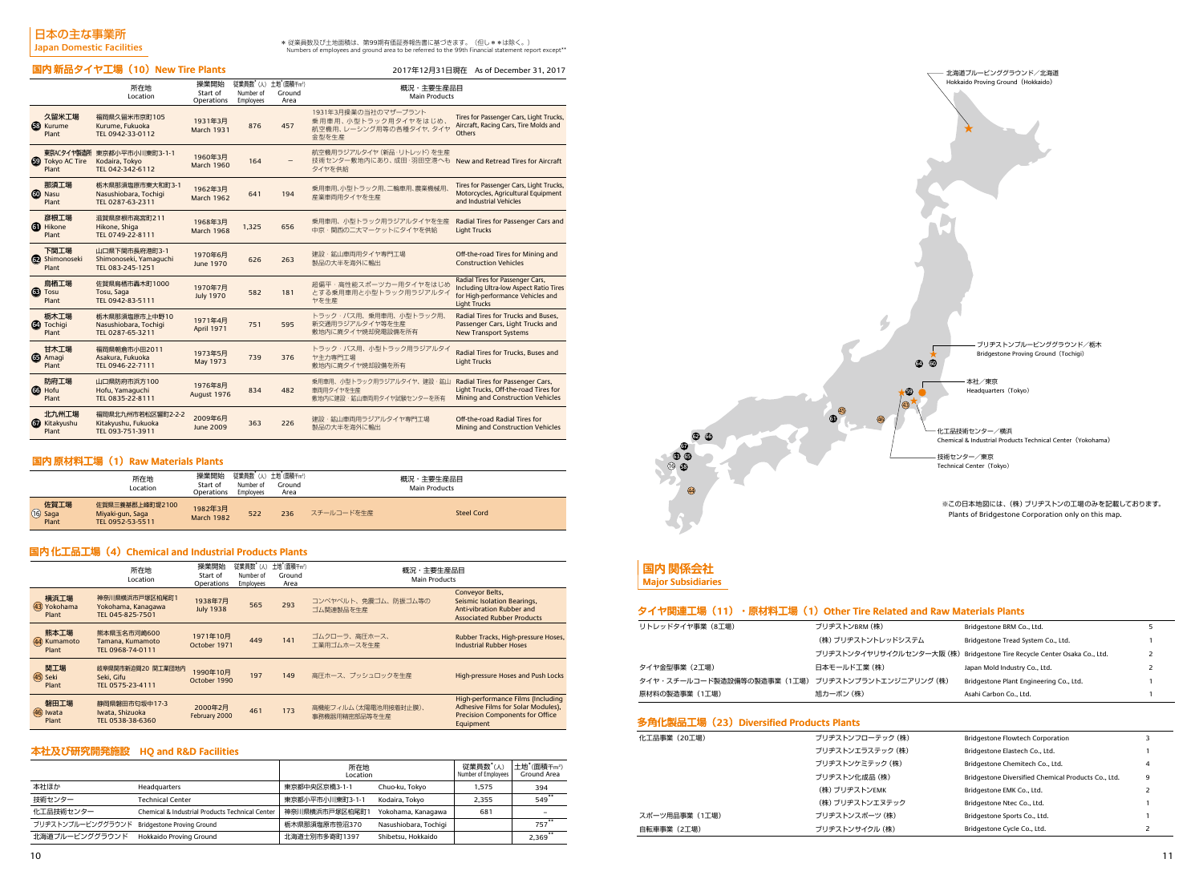# 日本の主な事業所
**Japan Domestic Facilities**

＊ 従業員数及び土地面積は、第99期有価証券報告書に基づきます。（但し＊＊は除く。）
Numbers of employees and ground area to be referred to the 99th Financial statement report except**

## 国内 新品タイヤ工場（10）New Tire Plants

2017年12月31日現在　As of December 31, 2017

| | 所在地 Location | 操業開始 Start of Operations | 従業員数*（人） Number of Employees | 土地*(面積千m²) Ground Area | 概況・主要生産品目 Main Products | |
|---|---|---|---|---|---|---|
| 58 久留米工場 Kurume Plant | 福岡県久留米市京町105 Kurume, Fukuoka TEL 0942-33-0112 | 1931年3月 March 1931 | 876 | 457 | 1931年3月操業の当社のマザープラント 乗用車用、小型トラック用タイヤをはじめ、航空機用、レーシング用等の各種タイヤ、タイヤ金型を生産 | Tires for Passenger Cars, Light Trucks, Aircraft, Racing Cars, Tire Molds and Others |
| 59 東京ACタイヤ製造所 Tokyo AC Tire Plant | 東京都小平市小川東町3-1-1 Kodaira, Tokyo TEL 042-342-6112 | 1960年3月 March 1960 | 164 | – | 航空機用ラジアルタイヤ（新品・リトレッド）を生産 技術センター敷地内にあり、成田・羽田空港へもタイヤを供給 | New and Retread Tires for Aircraft |
| 60 那須工場 Nasu Plant | 栃木県那須塩原市東大和町3-1 Nasushiobara, Tochigi TEL 0287-63-2311 | 1962年3月 March 1962 | 641 | 194 | 乗用車用、小型トラック用、二輪車用、農業機械用、産業車両用タイヤを生産 | Tires for Passenger Cars, Light Trucks, Motorcycles, Agricultural Equipment and Industrial Vehicles |
| 61 彦根工場 Hikone Plant | 滋賀県彦根市高宮町211 Hikone, Shiga TEL 0749-22-8111 | 1968年3月 March 1968 | 1,325 | 656 | 乗用車用、小型トラック用ラジアルタイヤを生産 中京・関西の二大マーケットにタイヤを供給 | Radial Tires for Passenger Cars and Light Trucks |
| 62 下関工場 Shimonoseki Plant | 山口県下関市長府港町3-1 Shimonoseki, Yamaguchi TEL 083-245-1251 | 1970年6月 June 1970 | 626 | 263 | 建設・鉱山車両用タイヤ専門工場 製品の大半を海外に輸出 | Off-the-road Tires for Mining and Construction Vehicles |
| 63 鳥栖工場 Tosu Plant | 佐賀県鳥栖市轟木町1000 Tosu, Saga TEL 0942-83-5111 | 1970年7月 July 1970 | 582 | 181 | 超偏平・高性能スポーツカー用タイヤをはじめとする乗用車用と小型トラック用ラジアルタイヤを生産 | Radial Tires for Passenger Cars, Including Ultra-low Aspect Ratio Tires for High-performance Vehicles and Light Trucks |
| 64 栃木工場 Tochigi Plant | 栃木県那須塩原市上中野10 Nasushiobara, Tochigi TEL 0287-65-3211 | 1971年4月 April 1971 | 751 | 595 | トラック・バス用、乗用車用、小型トラック用、新交通用ラジアルタイヤ等を生産 敷地内に廃タイヤ焼却発電設備を所有 | Radial Tires for Trucks and Buses, Passenger Cars, Light Trucks and New Transport Systems |
| 65 甘木工場 Amagi Plant | 福岡県朝倉市小田2011 Asakura, Fukuoka TEL 0946-22-7111 | 1973年5月 May 1973 | 739 | 376 | トラック・バス用、小型トラック用ラジアルタイヤ主力専門工場 敷地内に廃タイヤ焼却設備を所有 | Radial Tires for Trucks, Buses and Light Trucks |
| 66 防府工場 Hofu Plant | 山口県防府市浜方100 Hofu, Yamaguchi TEL 0835-22-8111 | 1976年8月 August 1976 | 834 | 482 | 乗用車用、小型トラック用ラジアルタイヤ、建設・鉱山車両用タイヤを生産 敷地内に建設・鉱山車両用タイヤ試験センターを所有 | Radial Tires for Passenger Cars, Light Trucks, Off-the-road Tires for Mining and Construction Vehicles |
| 67 北九州工場 Kitakyushu Plant | 福岡県北九州市若松区響町2-2-2 Kitakyushu, Fukuoka TEL 093-751-3911 | 2009年6月 June 2009 | 363 | 226 | 建設・鉱山車両用ラジアルタイヤ専門工場 製品の大半を海外に輸出 | Off-the-road Radial Tires for Mining and Construction Vehicles |

## 国内 原材料工場（1）Raw Materials Plants

| | 所在地 Location | 操業開始 Start of Operations | 従業員数*（人） Number of Employees | 土地*(面積千m²) Ground Area | 概況・主要生産品目 Main Products | |
|---|---|---|---|---|---|---|
| 16 佐賀工場 Saga Plant | 佐賀県三養基郡上峰町堤2100 Miyaki-gun, Saga TEL 0952-53-5511 | 1982年3月 March 1982 | 522 | 236 | スチールコードを生産 | Steel Cord |

## 国内 化工品工場（4）Chemical and Industrial Products Plants

| | 所在地 Location | 操業開始 Start of Operations | 従業員数*（人） Number of Employees | 土地*(面積千m²) Ground Area | 概況・主要生産品目 Main Products | |
|---|---|---|---|---|---|---|
| 43 横浜工場 Yokohama Plant | 神奈川県横浜市戸塚区柏尾町1 Yokohama, Kanagawa TEL 045-825-7501 | 1938年7月 July 1938 | 565 | 293 | コンベヤベルト、免震ゴム、防振ゴム等のゴム関連製品を生産 | Conveyor Belts, Seismic Isolation Bearings, Anti-vibration Rubber and Associated Rubber Products |
| 44 熊本工場 Kumamoto Plant | 熊本県玉名市河崎600 Tamana, Kumamoto TEL 0968-74-0111 | 1971年10月 October 1971 | 449 | 141 | ゴムクローラ、高圧ホース、工業用ゴムホースを生産 | Rubber Tracks, High-pressure Hoses, Industrial Rubber Hoses |
| 45 関工場 Seki Plant | 岐阜県関市新迫間20 関工業団地内 Seki, Gifu TEL 0575-23-4111 | 1990年10月 October 1990 | 197 | 149 | 高圧ホース、プッシュロックを生産 | High-pressure Hoses and Push Locks |
| 46 磐田工場 Iwata Plant | 静岡県磐田市匂坂中17-3 Iwata, Shizuoka TEL 0538-38-6360 | 2000年2月 February 2000 | 461 | 173 | 高機能フィルム（太陽電池用接着封止膜）、事務機器用精密部品等を生産 | High-performance Films (Including Adhesive Films for Solar Modules), Precision Components for Office Equipment |

## 本社及び研究開発施設　HQ and R&D Facilities

| | | 所在地 Location | | 従業員数*（人） Number of Employees | 土地*(面積千m²) Ground Area |
|---|---|---|---|---|---|
| 本社ほか | Headquarters | 東京都中央区京橋3-1-1 | Chuo-ku, Tokyo | 1,575 | 394 |
| 技術センター | Technical Center | 東京都小平市小川東町3-1-1 | Kodaira, Tokyo | 2,355 | 549** |
| 化工品技術センター | Chemical & Industrial Products Technical Center | 神奈川県横浜市戸塚区柏尾町1 | Yokohama, Kanagawa | 681 | – |
| ブリヂストンプルービンググラウンド | Bridgestone Proving Ground | 栃木県那須塩原市笹沼370 | Nasushiobara, Tochigi | | 757** |
| 北海道プルービンググラウンド | Hokkaido Proving Ground | 北海道士別市多寄町1397 | Shibetsu, Hokkaido | | 2,369** |

北海道プルービンググラウンド／北海道
Hokkaido Proving Ground（Hokkaido）

ブリヂストンプルービンググラウンド／栃木
Bridgestone Proving Ground（Tochigi）

本社／東京
Headquarters（Tokyo）

化工品技術センター／横浜
Chemical & Industrial Products Technical Center（Yokohama）

技術センター／東京
Technical Center（Tokyo）

※この日本地図には、（株）ブリヂストンの工場のみを記載しております。
Plants of Bridgestone Corporation only on this map.

# 国内 関係会社
**Major Subsidiaries**

## タイヤ関連工場（11）・原材料工場（1）Other Tire Related and Raw Materials Plants

| | | | |
|---|---|---|---|
| リトレッドタイヤ事業（8工場） | ブリヂストンBRM（株） | Bridgestone BRM Co., Ltd. | 5 |
| | （株）ブリヂストントレッドシステム | Bridgestone Tread System Co., Ltd. | 1 |
| | ブリヂストンタイヤリサイクルセンター大阪（株） | Bridgestone Tire Recycle Center Osaka Co., Ltd. | 2 |
| タイヤ金型事業（2工場） | 日本モールド工業（株） | Japan Mold Industry Co., Ltd. | 2 |
| タイヤ・スチールコード製造設備等の製造事業（1工場） | ブリヂストンプラントエンジニアリング（株） | Bridgestone Plant Engineering Co., Ltd. | 1 |
| 原材料の製造事業（1工場） | 旭カーボン（株） | Asahi Carbon Co., Ltd. | 1 |

## 多角化製品工場（23）Diversified Products Plants

| | | | |
|---|---|---|---|
| 化工品事業（20工場） | ブリヂストンフローテック（株） | Bridgestone Flowtech Corporation | 3 |
| | ブリヂストンエラステック（株） | Bridgestone Elastech Co., Ltd. | 1 |
| | ブリヂストンケミテック（株） | Bridgestone Chemitech Co., Ltd. | 4 |
| | ブリヂストン化成品（株） | Bridgestone Diversified Chemical Products Co., Ltd. | 9 |
| | （株）ブリヂストンEMK | Bridgestone EMK Co., Ltd. | 2 |
| | （株）ブリヂストンエヌテック | Bridgestone Ntec Co., Ltd. | 1 |
| スポーツ用品事業（1工場） | ブリヂストンスポーツ（株） | Bridgestone Sports Co., Ltd. | 1 |
| 自転車事業（2工場） | ブリヂストンサイクル（株） | Bridgestone Cycle Co., Ltd. | 2 |